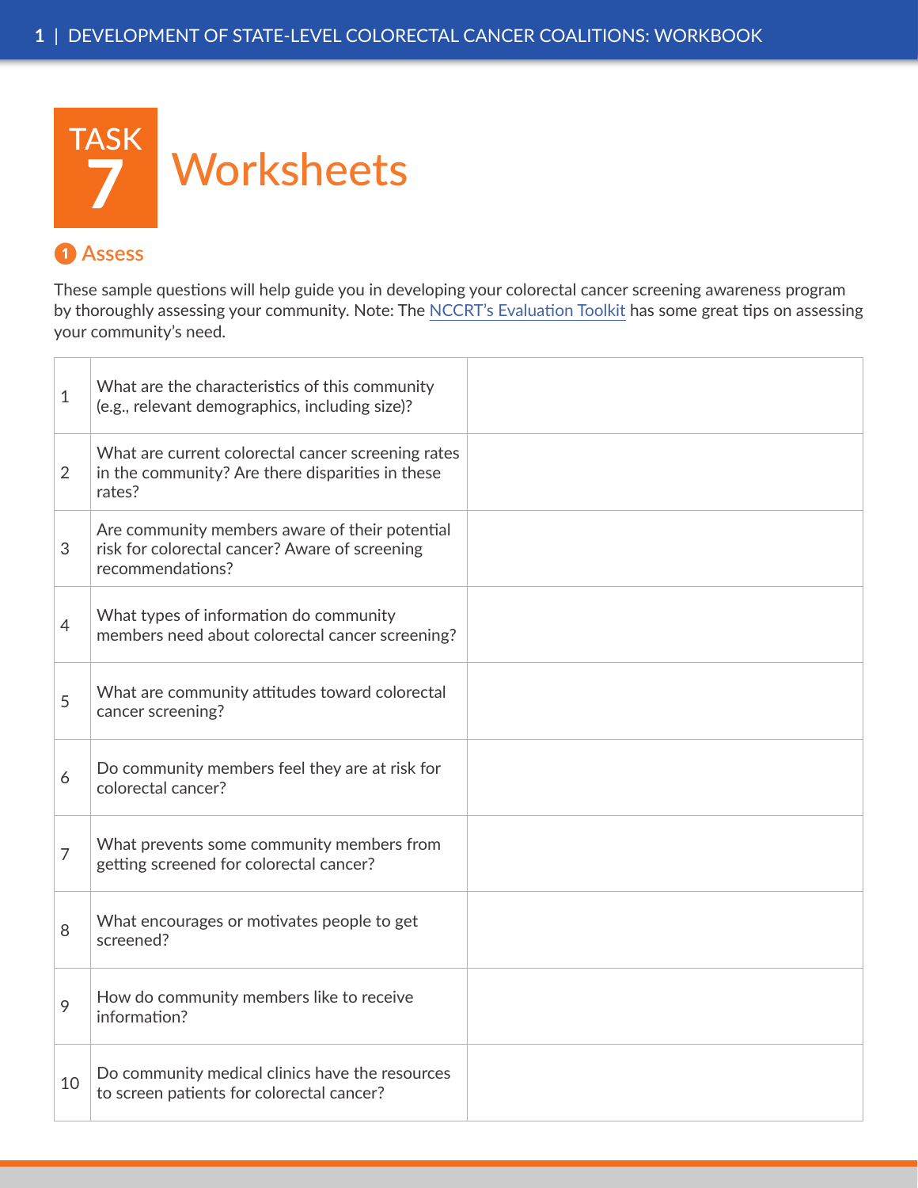# TASK 7 Worksheets

## 1 Assess

These sample questions will help guide you in developing your colorectal cancer screening awareness program by thoroughly assessing your community. Note: The NCCRT's Evaluation Toolkit has some great tips on assessing your community's need.

| | | |
|---|---|---|
| 1 | What are the characteristics of this community (e.g., relevant demographics, including size)? | |
| 2 | What are current colorectal cancer screening rates in the community? Are there disparities in these rates? | |
| 3 | Are community members aware of their potential risk for colorectal cancer? Aware of screening recommendations? | |
| 4 | What types of information do community members need about colorectal cancer screening? | |
| 5 | What are community attitudes toward colorectal cancer screening? | |
| 6 | Do community members feel they are at risk for colorectal cancer? | |
| 7 | What prevents some community members from getting screened for colorectal cancer? | |
| 8 | What encourages or motivates people to get screened? | |
| 9 | How do community members like to receive information? | |
| 10 | Do community medical clinics have the resources to screen patients for colorectal cancer? | |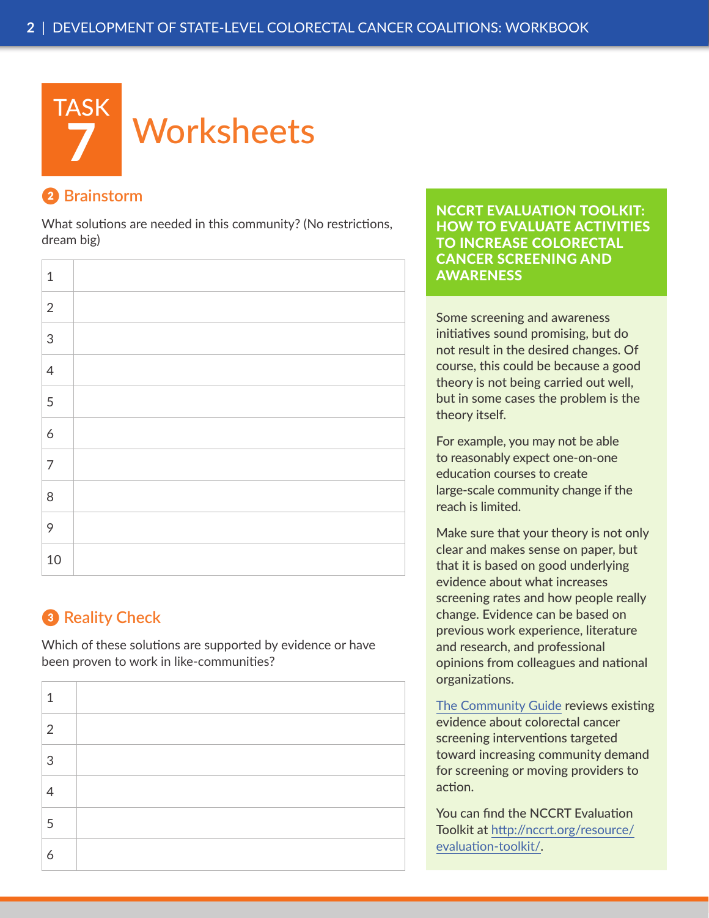# TASK 7 Worksheets

## 2 Brainstorm

What solutions are needed in this community? (No restrictions, dream big)

| | |
|---|---|
| 1 | |
| 2 | |
| 3 | |
| 4 | |
| 5 | |
| 6 | |
| 7 | |
| 8 | |
| 9 | |
| 10 | |

## 3 Reality Check

Which of these solutions are supported by evidence or have been proven to work in like-communities?

| | |
|---|---|
| 1 | |
| 2 | |
| 3 | |
| 4 | |
| 5 | |
| 6 | |

### NCCRT EVALUATION TOOLKIT: HOW TO EVALUATE ACTIVITIES TO INCREASE COLORECTAL CANCER SCREENING AND AWARENESS

Some screening and awareness initiatives sound promising, but do not result in the desired changes. Of course, this could be because a good theory is not being carried out well, but in some cases the problem is the theory itself.

For example, you may not be able to reasonably expect one-on-one education courses to create large-scale community change if the reach is limited.

Make sure that your theory is not only clear and makes sense on paper, but that it is based on good underlying evidence about what increases screening rates and how people really change. Evidence can be based on previous work experience, literature and research, and professional opinions from colleagues and national organizations.

The Community Guide reviews existing evidence about colorectal cancer screening interventions targeted toward increasing community demand for screening or moving providers to action.

You can find the NCCRT Evaluation Toolkit at http://nccrt.org/resource/evaluation-toolkit/.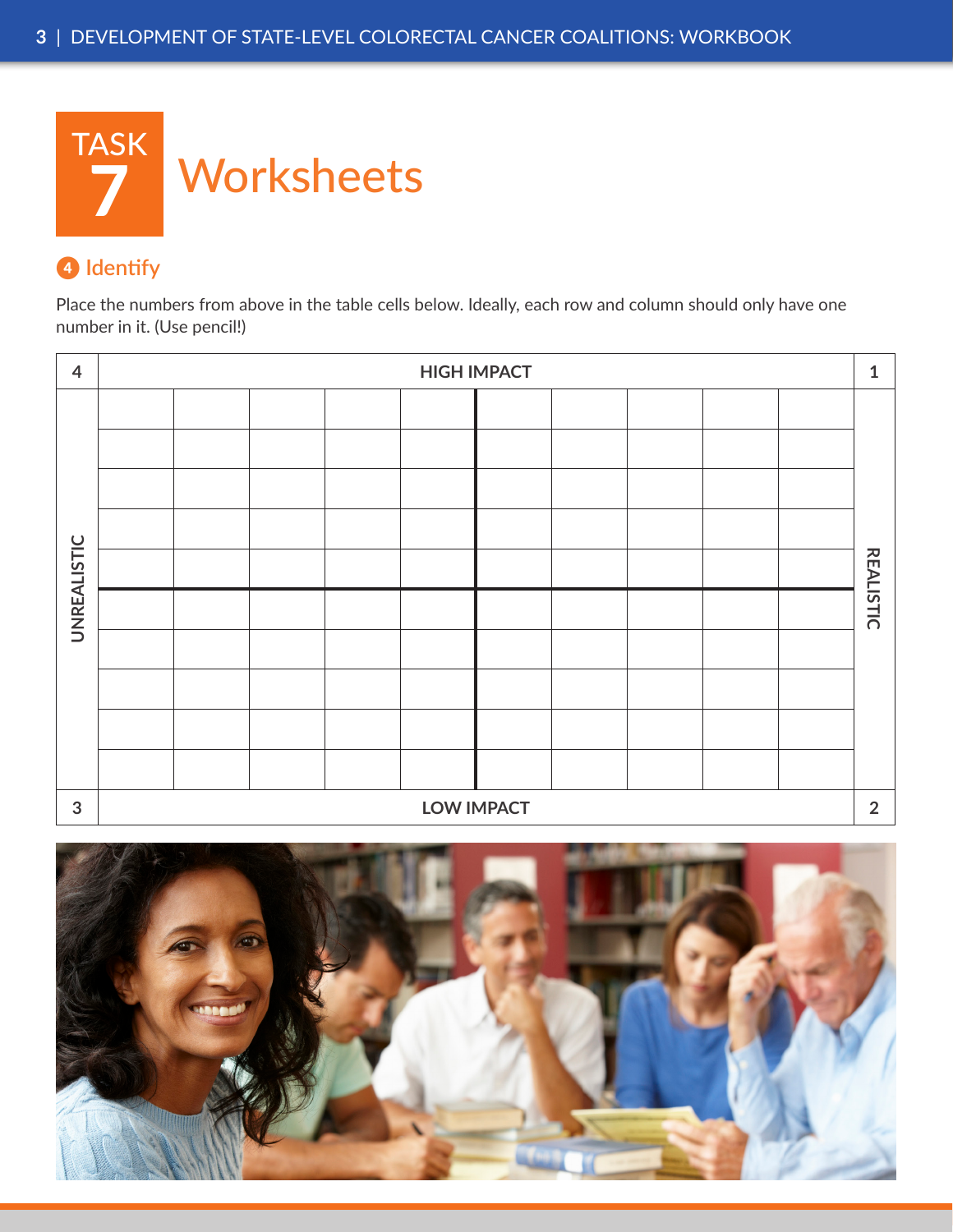# TASK 7 Worksheets

### 4 Identify

Place the numbers from above in the table cells below. Ideally, each row and column should only have one number in it. (Use pencil!)

| 4 | HIGH IMPACT | | | | | | | | | | 1 |
|---|---|---|---|---|---|---|---|---|---|---|---|
| UNREALISTIC | | | | | | | | | | | REALISTIC |
| | | | | | | | | | | | |
| | | | | | | | | | | | |
| | | | | | | | | | | | |
| | | | | | | | | | | | |
| | | | | | | | | | | | |
| | | | | | | | | | | | |
| | | | | | | | | | | | |
| | | | | | | | | | | | |
| | | | | | | | | | | | |
| 3 | LOW IMPACT | | | | | | | | | | 2 |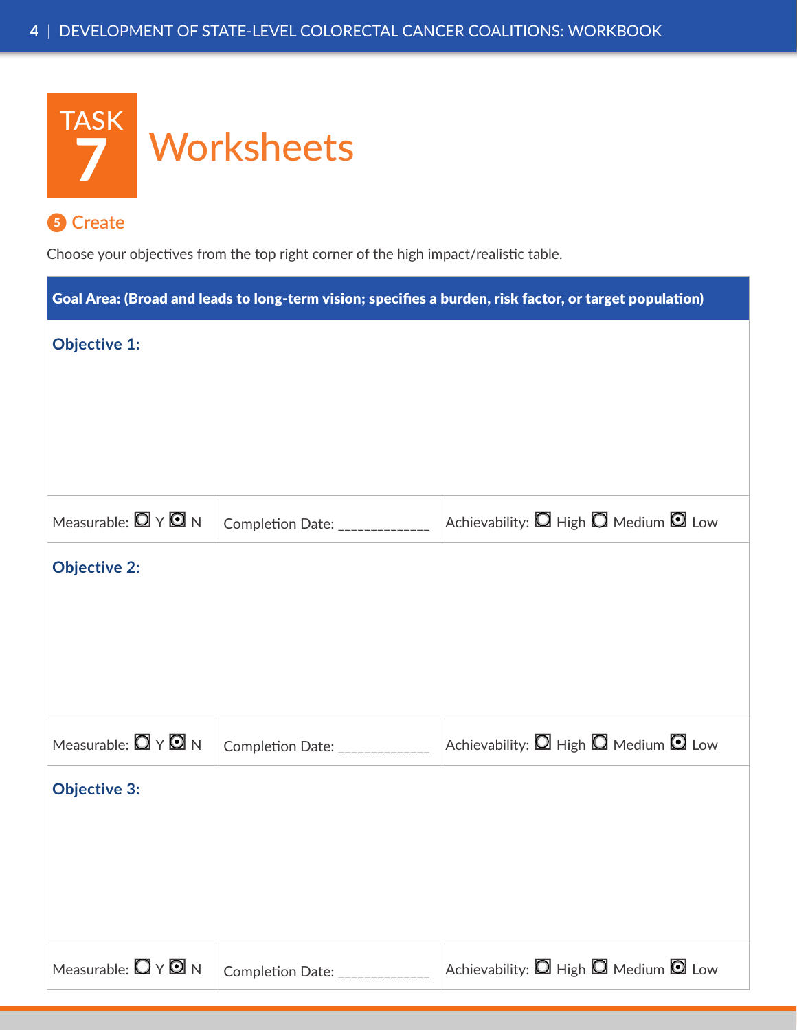# TASK 7 Worksheets

## 5 Create

Choose your objectives from the top right corner of the high impact/realistic table.

| Goal Area: (Broad and leads to long-term vision; specifies a burden, risk factor, or target population) | | |
|---|---|---|
| **Objective 1:** | | |
| Measurable: ☐ Y ☐ N | Completion Date: _____________ | Achievability: ☐ High ☐ Medium ☐ Low |
| **Objective 2:** | | |
| Measurable: ☐ Y ☐ N | Completion Date: _____________ | Achievability: ☐ High ☐ Medium ☐ Low |
| **Objective 3:** | | |
| Measurable: ☐ Y ☐ N | Completion Date: _____________ | Achievability: ☐ High ☐ Medium ☐ Low |